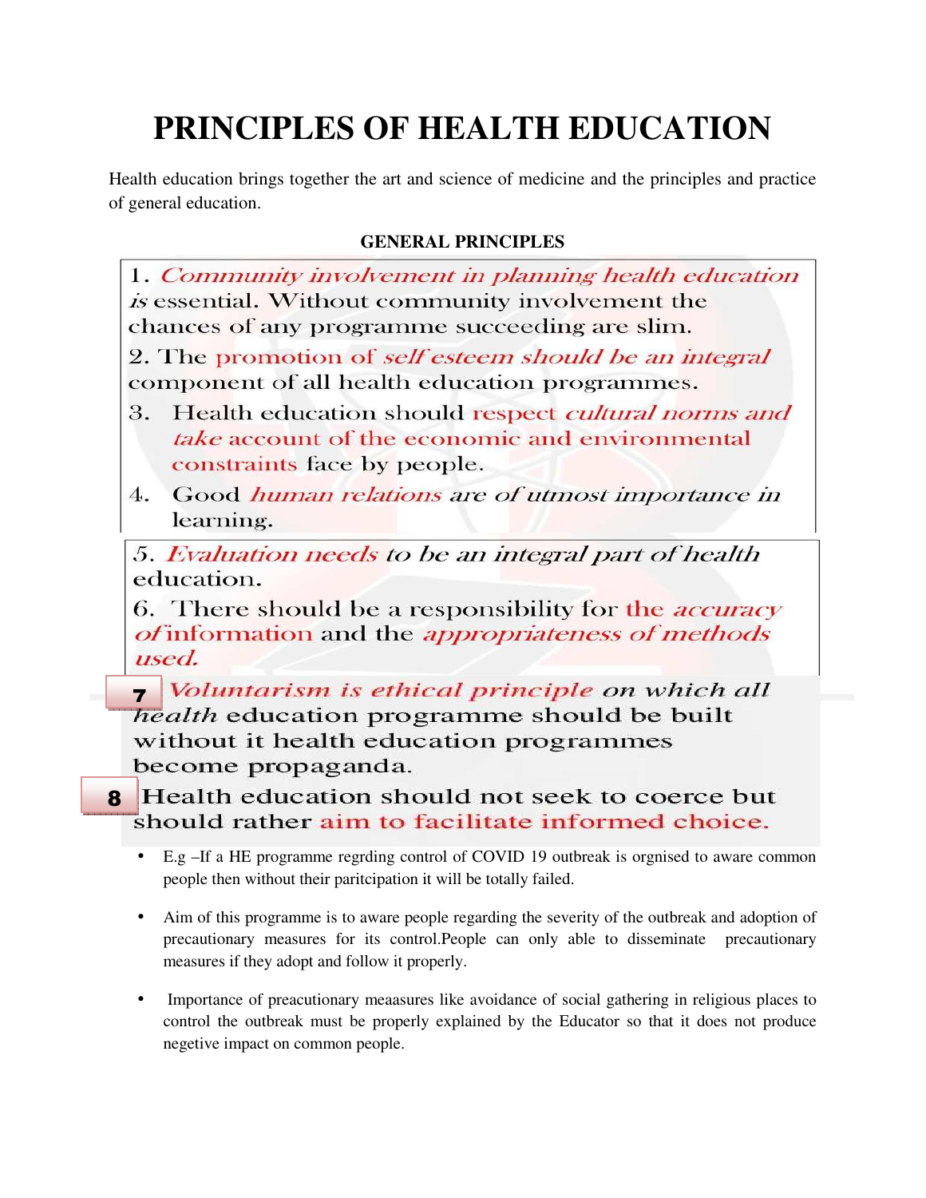# PRINCIPLES OF HEALTH EDUCATION

Health education brings together the art and science of medicine and the principles and practice of general education.

**GENERAL PRINCIPLES**

1. *Community involvement in planning health education is* essential. Without community involvement the chances of any programme succeeding are slim.

2. The promotion of *self esteem should be an integral* component of all health education programmes.

3. Health education should respect *cultural norms and take* account of the economic and environmental constraints face by people.

4. Good *human relations are of utmost importance in* learning.

5. *Evaluation needs to be an integral part of health* education.

6. There should be a responsibility for the *accuracy of* information and the *appropriateness of methods used.*

7. *Voluntarism is ethical principle on which all health* education programme should be built without it health education programmes become propaganda.

8. Health education should not seek to coerce but should rather aim to facilitate informed choice.

- E.g –If a HE programme regrding control of COVID 19 outbreak is orgnised to aware common people then without their paritcipation it will be totally failed.
- Aim of this programme is to aware people regarding the severity of the outbreak and adoption of precautionary measures for its control.People can only able to disseminate precautionary measures if they adopt and follow it properly.
- Importance of preacutionary meaasures like avoidance of social gathering in religious places to control the outbreak must be properly explained by the Educator so that it does not produce negetive impact on common people.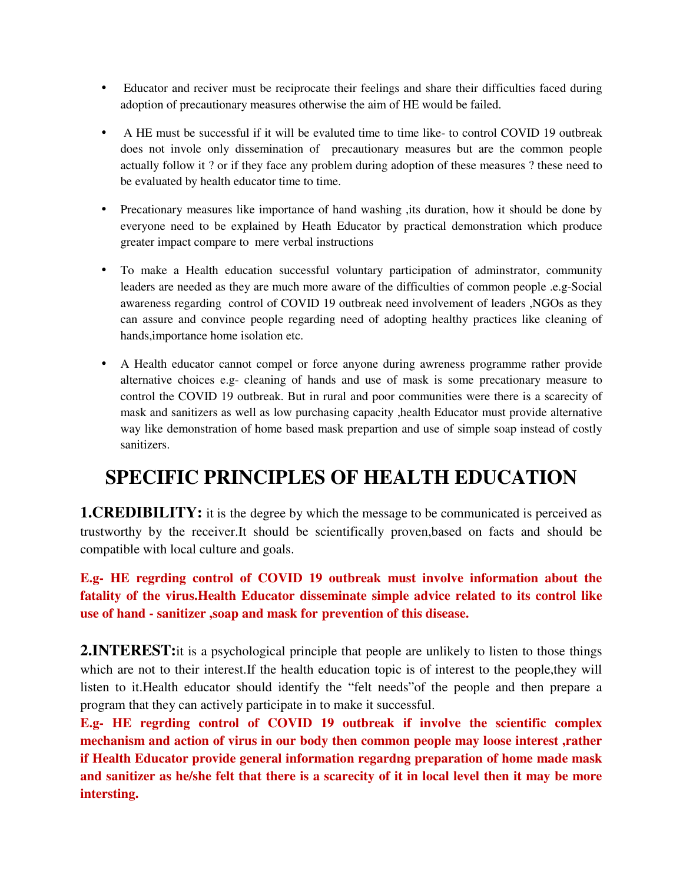- Educator and reciver must be reciprocate their feelings and share their difficulties faced during adoption of precautionary measures otherwise the aim of HE would be failed.

- A HE must be successful if it will be evaluted time to time like- to control COVID 19 outbreak does not invole only dissemination of precautionary measures but are the common people actually follow it ? or if they face any problem during adoption of these measures ? these need to be evaluated by health educator time to time.

- Precationary measures like importance of hand washing ,its duration, how it should be done by everyone need to be explained by Heath Educator by practical demonstration which produce greater impact compare to mere verbal instructions

- To make a Health education successful voluntary participation of adminstrator, community leaders are needed as they are much more aware of the difficulties of common people .e.g-Social awareness regarding control of COVID 19 outbreak need involvement of leaders ,NGOs as they can assure and convince people regarding need of adopting healthy practices like cleaning of hands,importance home isolation etc.

- A Health educator cannot compel or force anyone during awreness programme rather provide alternative choices e.g- cleaning of hands and use of mask is some precationary measure to control the COVID 19 outbreak. But in rural and poor communities were there is a scarecity of mask and sanitizers as well as low purchasing capacity ,health Educator must provide alternative way like demonstration of home based mask prepartion and use of simple soap instead of costly sanitizers.

# SPECIFIC PRINCIPLES OF HEALTH EDUCATION

**1.CREDIBILITY:** it is the degree by which the message to be communicated is perceived as trustworthy by the receiver.It should be scientifically proven,based on facts and should be compatible with local culture and goals.

**E.g- HE regrding control of COVID 19 outbreak must involve information about the fatality of the virus.Health Educator disseminate simple advice related to its control like use of hand - sanitizer ,soap and mask for prevention of this disease.**

**2.INTEREST:**it is a psychological principle that people are unlikely to listen to those things which are not to their interest.If the health education topic is of interest to the people,they will listen to it.Health educator should identify the "felt needs"of the people and then prepare a program that they can actively participate in to make it successful.

**E.g- HE regrding control of COVID 19 outbreak if involve the scientific complex mechanism and action of virus in our body then common people may loose interest ,rather if Health Educator provide general information regardng preparation of home made mask and sanitizer as he/she felt that there is a scarecity of it in local level then it may be more intersting.**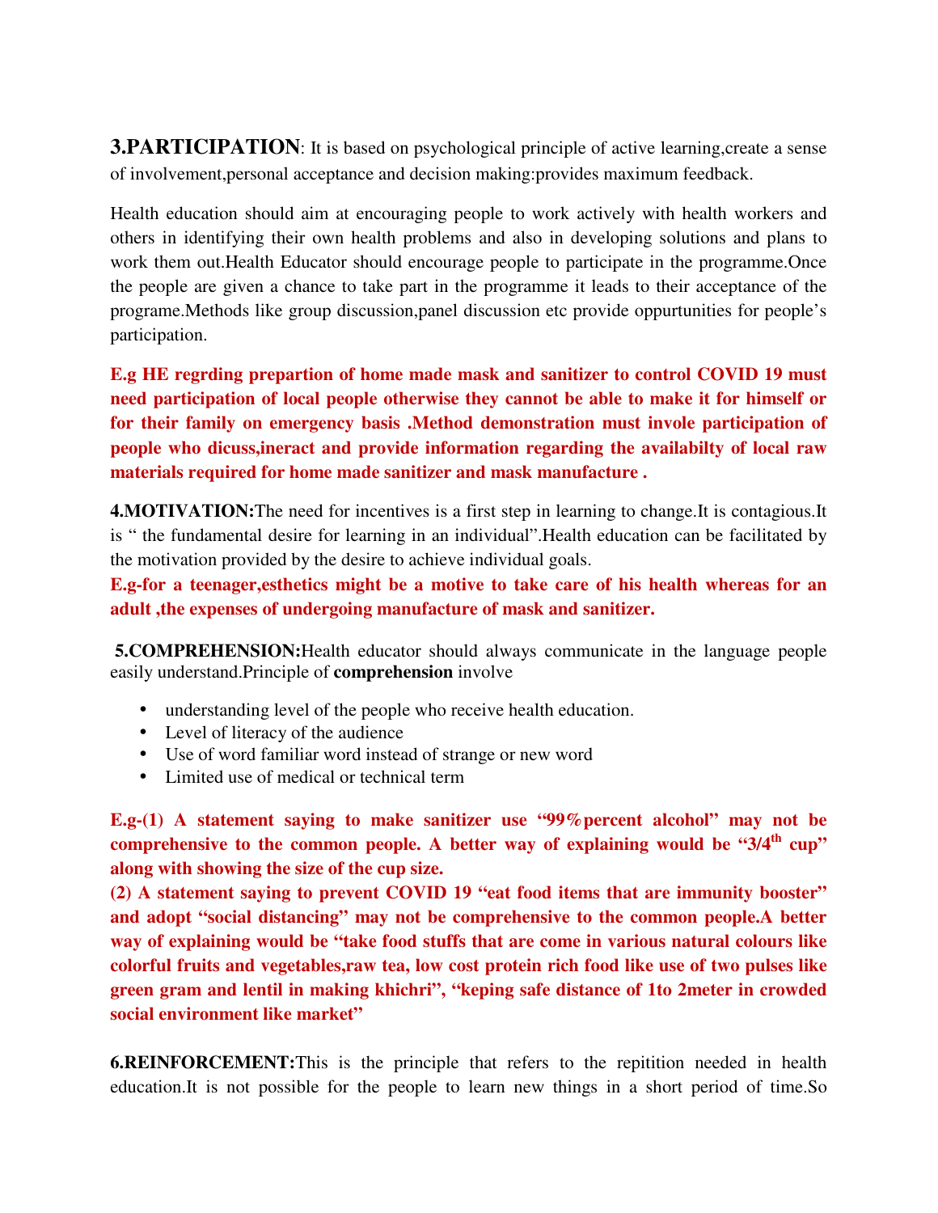**3.PARTICIPATION**: It is based on psychological principle of active learning,create a sense of involvement,personal acceptance and decision making:provides maximum feedback.

Health education should aim at encouraging people to work actively with health workers and others in identifying their own health problems and also in developing solutions and plans to work them out.Health Educator should encourage people to participate in the programme.Once the people are given a chance to take part in the programme it leads to their acceptance of the programe.Methods like group discussion,panel discussion etc provide oppurtunities for people's participation.

**E.g HE regrding prepartion of home made mask and sanitizer to control COVID 19 must need participation of local people otherwise they cannot be able to make it for himself or for their family on emergency basis .Method demonstration must invole participation of people who dicuss,ineract and provide information regarding the availabilty of local raw materials required for home made sanitizer and mask manufacture .**

**4.MOTIVATION:**The need for incentives is a first step in learning to change.It is contagious.It is " the fundamental desire for learning in an individual".Health education can be facilitated by the motivation provided by the desire to achieve individual goals.

**E.g-for a teenager,esthetics might be a motive to take care of his health whereas for an adult ,the expenses of undergoing manufacture of mask and sanitizer.**

**5.COMPREHENSION:**Health educator should always communicate in the language people easily understand.Principle of **comprehension** involve

- understanding level of the people who receive health education.
- Level of literacy of the audience
- Use of word familiar word instead of strange or new word
- Limited use of medical or technical term

**E.g-(1) A statement saying to make sanitizer use "99%percent alcohol" may not be comprehensive to the common people. A better way of explaining would be "3/4th cup" along with showing the size of the cup size.**

**(2) A statement saying to prevent COVID 19 "eat food items that are immunity booster" and adopt "social distancing" may not be comprehensive to the common people.A better way of explaining would be "take food stuffs that are come in various natural colours like colorful fruits and vegetables,raw tea, low cost protein rich food like use of two pulses like green gram and lentil in making khichri", "keping safe distance of 1to 2meter in crowded social environment like market"**

**6.REINFORCEMENT:**This is the principle that refers to the repitition needed in health education.It is not possible for the people to learn new things in a short period of time.So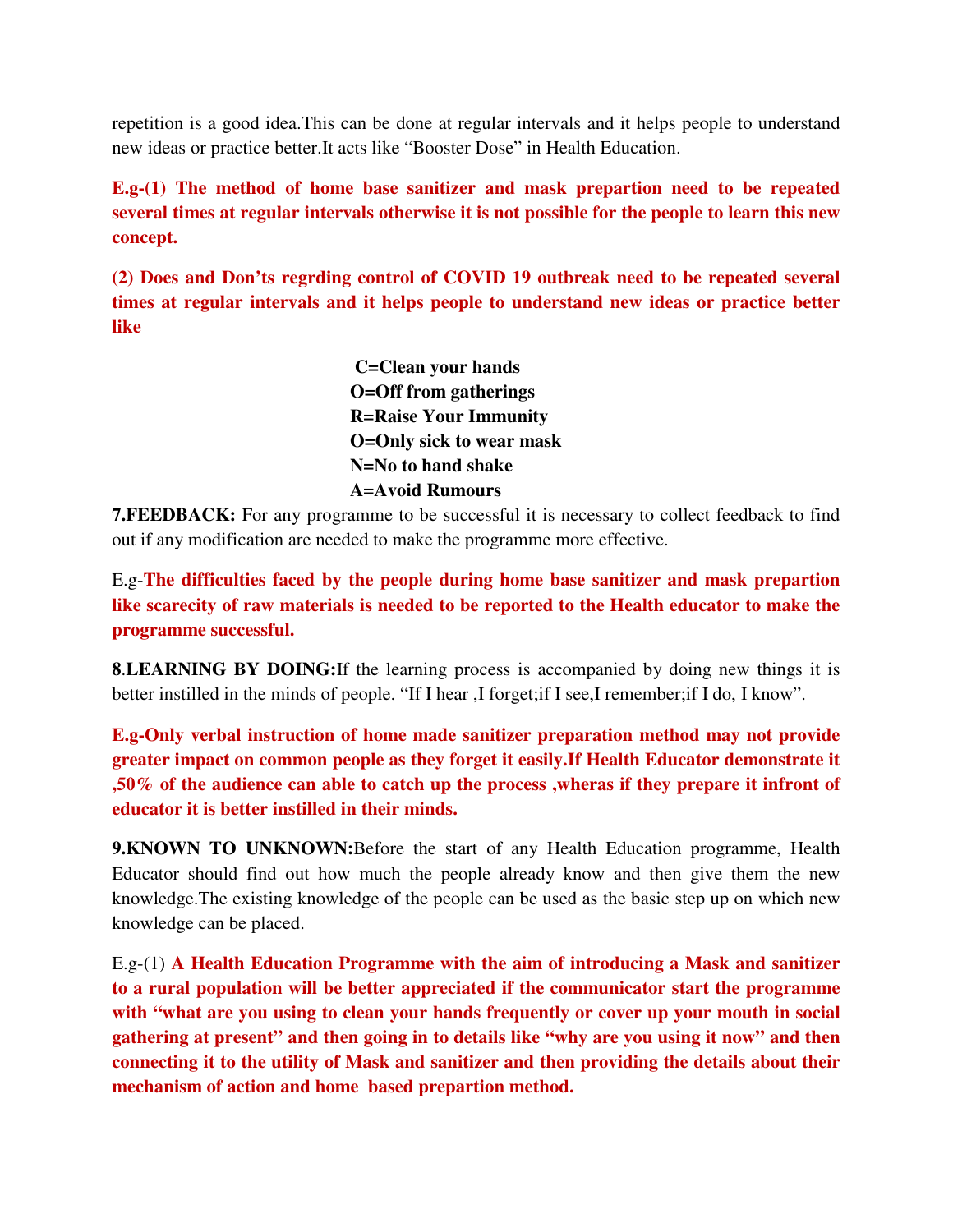repetition is a good idea.This can be done at regular intervals and it helps people to understand new ideas or practice better.It acts like "Booster Dose" in Health Education.

**E.g-(1) The method of home base sanitizer and mask prepartion need to be repeated several times at regular intervals otherwise it is not possible for the people to learn this new concept.**

**(2) Does and Don'ts regrding control of COVID 19 outbreak need to be repeated several times at regular intervals and it helps people to understand new ideas or practice better like**

**C=Clean your hands**
**O=Off from gatherings**
**R=Raise Your Immunity**
**O=Only sick to wear mask**
**N=No to hand shake**
**A=Avoid Rumours**

**7.FEEDBACK:** For any programme to be successful it is necessary to collect feedback to find out if any modification are needed to make the programme more effective.

E.g-**The difficulties faced by the people during home base sanitizer and mask prepartion like scarecity of raw materials is needed to be reported to the Health educator to make the programme successful.**

**8.LEARNING BY DOING:** If the learning process is accompanied by doing new things it is better instilled in the minds of people. "If I hear ,I forget;if I see,I remember;if I do, I know".

**E.g-Only verbal instruction of home made sanitizer preparation method may not provide greater impact on common people as they forget it easily.If Health Educator demonstrate it ,50% of the audience can able to catch up the process ,wheras if they prepare it infront of educator it is better instilled in their minds.**

**9.KNOWN TO UNKNOWN:** Before the start of any Health Education programme, Health Educator should find out how much the people already know and then give them the new knowledge.The existing knowledge of the people can be used as the basic step up on which new knowledge can be placed.

E.g-(1) **A Health Education Programme with the aim of introducing a Mask and sanitizer to a rural population will be better appreciated if the communicator start the programme with "what are you using to clean your hands frequently or cover up your mouth in social gathering at present" and then going in to details like "why are you using it now" and then connecting it to the utility of Mask and sanitizer and then providing the details about their mechanism of action and home based prepartion method.**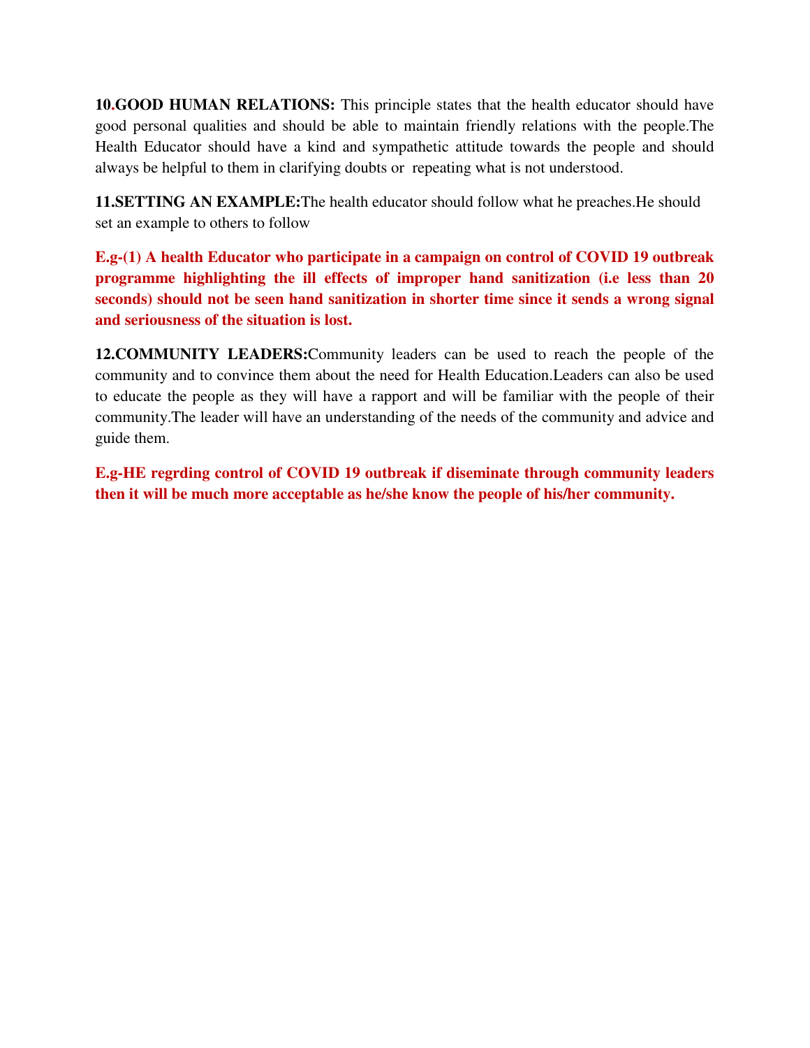**10.GOOD HUMAN RELATIONS:** This principle states that the health educator should have good personal qualities and should be able to maintain friendly relations with the people.The Health Educator should have a kind and sympathetic attitude towards the people and should always be helpful to them in clarifying doubts or repeating what is not understood.

**11.SETTING AN EXAMPLE:**The health educator should follow what he preaches.He should set an example to others to follow

**E.g-(1) A health Educator who participate in a campaign on control of COVID 19 outbreak programme highlighting the ill effects of improper hand sanitization (i.e less than 20 seconds) should not be seen hand sanitization in shorter time since it sends a wrong signal and seriousness of the situation is lost.**

**12.COMMUNITY LEADERS:**Community leaders can be used to reach the people of the community and to convince them about the need for Health Education.Leaders can also be used to educate the people as they will have a rapport and will be familiar with the people of their community.The leader will have an understanding of the needs of the community and advice and guide them.

**E.g-HE regrding control of COVID 19 outbreak if diseminate through community leaders then it will be much more acceptable as he/she know the people of his/her community.**